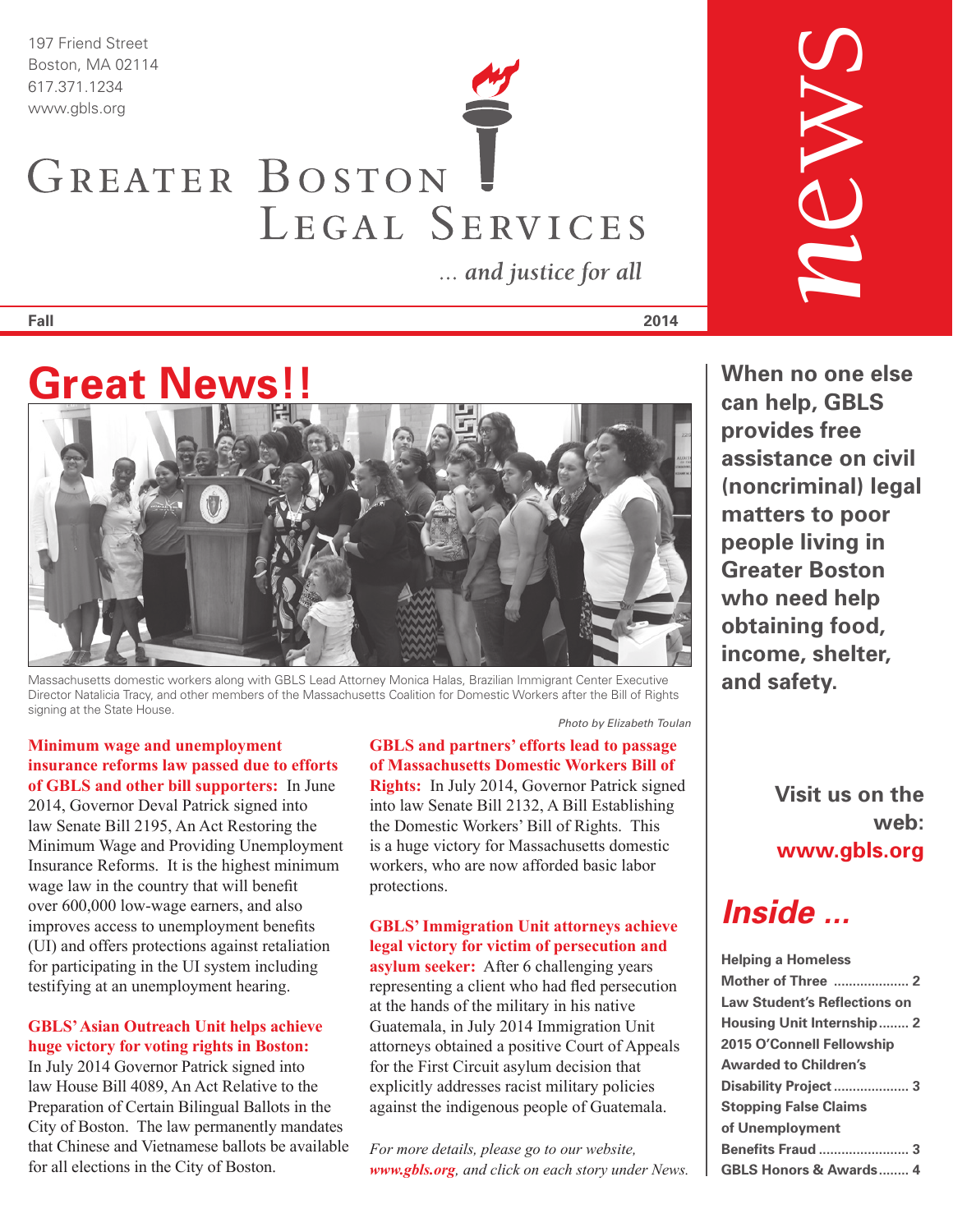197 Friend Street
Boston, MA 02114
617.371.1234
www.gbls.org

# Greater Boston Legal Services

*... and justice for all*

**news**

**Fall** **2014**

# Great News!!

Massachusetts domestic workers along with GBLS Lead Attorney Monica Halas, Brazilian Immigrant Center Executive Director Natalicia Tracy, and other members of the Massachusetts Coalition for Domestic Workers after the Bill of Rights signing at the State House.

*Photo by Elizabeth Toulan*

**Minimum wage and unemployment insurance reforms law passed due to efforts of GBLS and other bill supporters:** In June 2014, Governor Deval Patrick signed into law Senate Bill 2195, An Act Restoring the Minimum Wage and Providing Unemployment Insurance Reforms. It is the highest minimum wage law in the country that will benefit over 600,000 low-wage earners, and also improves access to unemployment benefits (UI) and offers protections against retaliation for participating in the UI system including testifying at an unemployment hearing.

**GBLS' Asian Outreach Unit helps achieve huge victory for voting rights in Boston:** In July 2014 Governor Patrick signed into law House Bill 4089, An Act Relative to the Preparation of Certain Bilingual Ballots in the City of Boston. The law permanently mandates that Chinese and Vietnamese ballots be available for all elections in the City of Boston.

**GBLS and partners' efforts lead to passage of Massachusetts Domestic Workers Bill of Rights:** In July 2014, Governor Patrick signed into law Senate Bill 2132, A Bill Establishing the Domestic Workers' Bill of Rights. This is a huge victory for Massachusetts domestic workers, who are now afforded basic labor protections.

**GBLS' Immigration Unit attorneys achieve legal victory for victim of persecution and asylum seeker:** After 6 challenging years representing a client who had fled persecution at the hands of the military in his native Guatemala, in July 2014 Immigration Unit attorneys obtained a positive Court of Appeals for the First Circuit asylum decision that explicitly addresses racist military policies against the indigenous people of Guatemala.

*For more details, please go to our website, **www.gbls.org**, and click on each story under News.*

**When no one else can help, GBLS provides free assistance on civil (noncriminal) legal matters to poor people living in Greater Boston who need help obtaining food, income, shelter, and safety.**

**Visit us on the web: www.gbls.org**

## *Inside ...*

- **Helping a Homeless Mother of Three** .................... 2
- **Law Student's Reflections on Housing Unit Internship** ........ 2
- **2015 O'Connell Fellowship Awarded to Children's Disability Project** .................... 3
- **Stopping False Claims of Unemployment Benefits Fraud** ........................ 3
- **GBLS Honors & Awards** ........ 4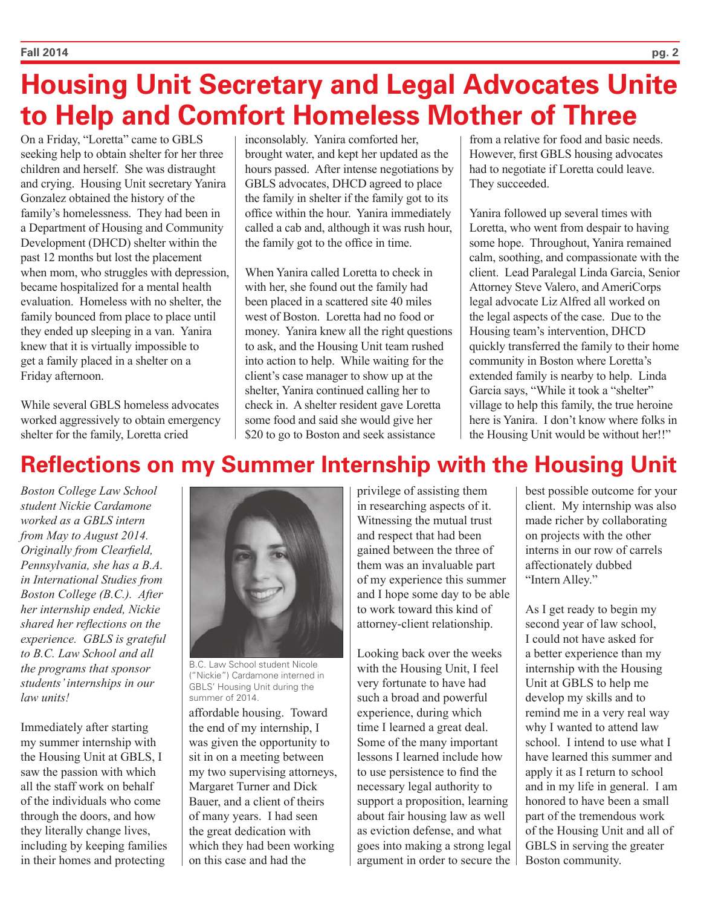# Housing Unit Secretary and Legal Advocates Unite to Help and Comfort Homeless Mother of Three

On a Friday, "Loretta" came to GBLS seeking help to obtain shelter for her three children and herself. She was distraught and crying. Housing Unit secretary Yanira Gonzalez obtained the history of the family's homelessness. They had been in a Department of Housing and Community Development (DHCD) shelter within the past 12 months but lost the placement when mom, who struggles with depression, became hospitalized for a mental health evaluation. Homeless with no shelter, the family bounced from place to place until they ended up sleeping in a van. Yanira knew that it is virtually impossible to get a family placed in a shelter on a Friday afternoon.

While several GBLS homeless advocates worked aggressively to obtain emergency shelter for the family, Loretta cried inconsolably. Yanira comforted her, brought water, and kept her updated as the hours passed. After intense negotiations by GBLS advocates, DHCD agreed to place the family in shelter if the family got to its office within the hour. Yanira immediately called a cab and, although it was rush hour, the family got to the office in time.

When Yanira called Loretta to check in with her, she found out the family had been placed in a scattered site 40 miles west of Boston. Loretta had no food or money. Yanira knew all the right questions to ask, and the Housing Unit team rushed into action to help. While waiting for the client's case manager to show up at the shelter, Yanira continued calling her to check in. A shelter resident gave Loretta some food and said she would give her $20 to go to Boston and seek assistance from a relative for food and basic needs. However, first GBLS housing advocates had to negotiate if Loretta could leave. They succeeded.

Yanira followed up several times with Loretta, who went from despair to having some hope. Throughout, Yanira remained calm, soothing, and compassionate with the client. Lead Paralegal Linda Garcia, Senior Attorney Steve Valero, and AmeriCorps legal advocate Liz Alfred all worked on the legal aspects of the case. Due to the Housing team's intervention, DHCD quickly transferred the family to their home community in Boston where Loretta's extended family is nearby to help. Linda Garcia says, "While it took a "shelter" village to help this family, the true heroine here is Yanira. I don't know where folks in the Housing Unit would be without her!!"

# Reflections on my Summer Internship with the Housing Unit

*Boston College Law School student Nickie Cardamone worked as a GBLS intern from May to August 2014. Originally from Clearfield, Pennsylvania, she has a B.A. in International Studies from Boston College (B.C.). After her internship ended, Nickie shared her reflections on the experience. GBLS is grateful to B.C. Law School and all the programs that sponsor students' internships in our law units!*

B.C. Law School student Nicole ("Nickie") Cardamone interned in GBLS' Housing Unit during the summer of 2014.

Immediately after starting my summer internship with the Housing Unit at GBLS, I saw the passion with which all the staff work on behalf of the individuals who come through the doors, and how they literally change lives, including by keeping families in their homes and protecting affordable housing. Toward the end of my internship, I was given the opportunity to sit in on a meeting between my two supervising attorneys, Margaret Turner and Dick Bauer, and a client of theirs of many years. I had seen the great dedication with which they had been working on this case and had the privilege of assisting them in researching aspects of it. Witnessing the mutual trust and respect that had been gained between the three of them was an invaluable part of my experience this summer and I hope some day to be able to work toward this kind of attorney-client relationship.

Looking back over the weeks with the Housing Unit, I feel very fortunate to have had such a broad and powerful experience, during which time I learned a great deal. Some of the many important lessons I learned include how to use persistence to find the necessary legal authority to support a proposition, learning about fair housing law as well as eviction defense, and what goes into making a strong legal argument in order to secure the best possible outcome for your client. My internship was also made richer by collaborating on projects with the other interns in our row of carrels affectionately dubbed "Intern Alley."

As I get ready to begin my second year of law school, I could not have asked for a better experience than my internship with the Housing Unit at GBLS to help me develop my skills and to remind me in a very real way why I wanted to attend law school. I intend to use what I have learned this summer and apply it as I return to school and in my life in general. I am honored to have been a small part of the tremendous work of the Housing Unit and all of GBLS in serving the greater Boston community.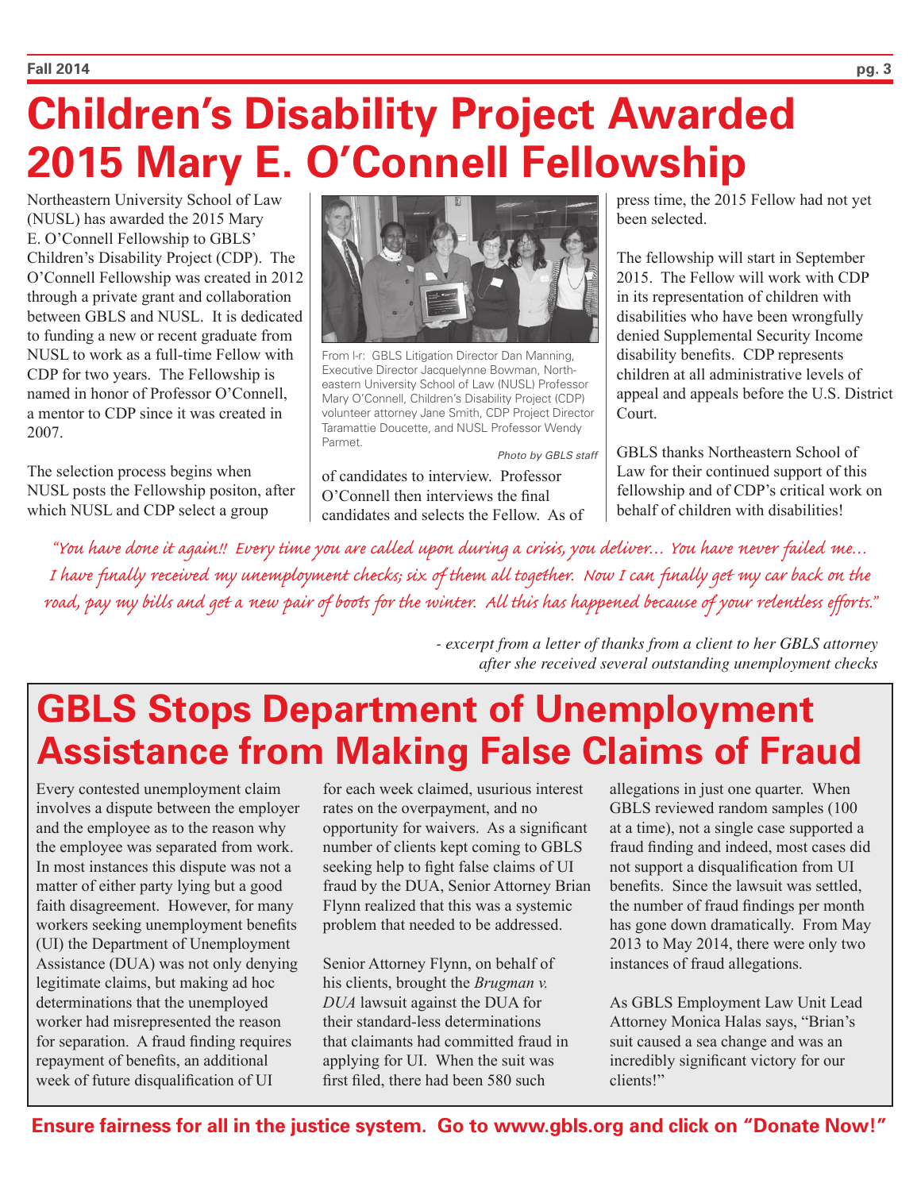# Children's Disability Project Awarded 2015 Mary E. O'Connell Fellowship

Northeastern University School of Law (NUSL) has awarded the 2015 Mary E. O'Connell Fellowship to GBLS' Children's Disability Project (CDP). The O'Connell Fellowship was created in 2012 through a private grant and collaboration between GBLS and NUSL. It is dedicated to funding a new or recent graduate from NUSL to work as a full-time Fellow with CDP for two years. The Fellowship is named in honor of Professor O'Connell, a mentor to CDP since it was created in 2007.

From l-r: GBLS Litigation Director Dan Manning, Executive Director Jacquelynne Bowman, Northeastern University School of Law (NUSL) Professor Mary O'Connell, Children's Disability Project (CDP) volunteer attorney Jane Smith, CDP Project Director Taramattie Doucette, and NUSL Professor Wendy Parmet.

*Photo by GBLS staff*

The selection process begins when NUSL posts the Fellowship positon, after which NUSL and CDP select a group of candidates to interview. Professor O'Connell then interviews the final candidates and selects the Fellow. As of press time, the 2015 Fellow had not yet been selected.

The fellowship will start in September 2015. The Fellow will work with CDP in its representation of children with disabilities who have been wrongfully denied Supplemental Security Income disability benefits. CDP represents children at all administrative levels of appeal and appeals before the U.S. District Court.

GBLS thanks Northeastern School of Law for their continued support of this fellowship and of CDP's critical work on behalf of children with disabilities!

*"You have done it again!! Every time you are called upon during a crisis, you deliver... You have never failed me... I have finally received my unemployment checks; six of them all together. Now I can finally get my car back on the road, pay my bills and get a new pair of boots for the winter. All this has happened because of your relentless efforts."*

*- excerpt from a letter of thanks from a client to her GBLS attorney after she received several outstanding unemployment checks*

# GBLS Stops Department of Unemployment Assistance from Making False Claims of Fraud

Every contested unemployment claim involves a dispute between the employer and the employee as to the reason why the employee was separated from work. In most instances this dispute was not a matter of either party lying but a good faith disagreement. However, for many workers seeking unemployment benefits (UI) the Department of Unemployment Assistance (DUA) was not only denying legitimate claims, but making ad hoc determinations that the unemployed worker had misrepresented the reason for separation. A fraud finding requires repayment of benefits, an additional week of future disqualification of UI for each week claimed, usurious interest rates on the overpayment, and no opportunity for waivers. As a significant number of clients kept coming to GBLS seeking help to fight false claims of UI fraud by the DUA, Senior Attorney Brian Flynn realized that this was a systemic problem that needed to be addressed.

Senior Attorney Flynn, on behalf of his clients, brought the *Brugman v. DUA* lawsuit against the DUA for their standard-less determinations that claimants had committed fraud in applying for UI. When the suit was first filed, there had been 580 such allegations in just one quarter. When GBLS reviewed random samples (100 at a time), not a single case supported a fraud finding and indeed, most cases did not support a disqualification from UI benefits. Since the lawsuit was settled, the number of fraud findings per month has gone down dramatically. From May 2013 to May 2014, there were only two instances of fraud allegations.

As GBLS Employment Law Unit Lead Attorney Monica Halas says, "Brian's suit caused a sea change and was an incredibly significant victory for our clients!"

**Ensure fairness for all in the justice system. Go to www.gbls.org and click on "Donate Now!"**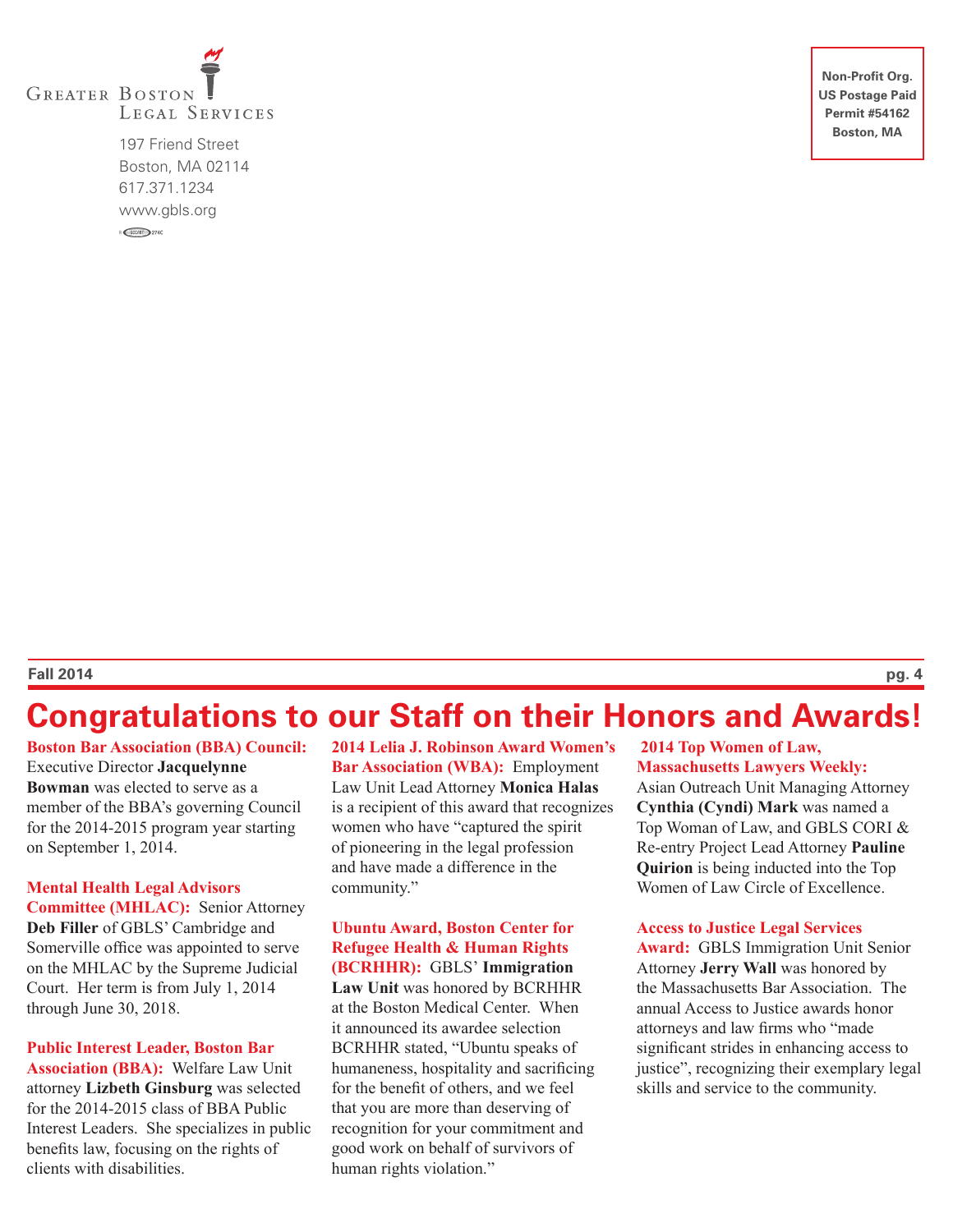Greater Boston Legal Services

197 Friend Street
Boston, MA 02114
617.371.1234
www.gbls.org

Non-Profit Org.
US Postage Paid
Permit #54162
Boston, MA

# Congratulations to our Staff on their Honors and Awards!

**Boston Bar Association (BBA) Council:** Executive Director **Jacquelynne Bowman** was elected to serve as a member of the BBA's governing Council for the 2014-2015 program year starting on September 1, 2014.

**Mental Health Legal Advisors Committee (MHLAC):** Senior Attorney **Deb Filler** of GBLS' Cambridge and Somerville office was appointed to serve on the MHLAC by the Supreme Judicial Court. Her term is from July 1, 2014 through June 30, 2018.

**Public Interest Leader, Boston Bar Association (BBA):** Welfare Law Unit attorney **Lizbeth Ginsburg** was selected for the 2014-2015 class of BBA Public Interest Leaders. She specializes in public benefits law, focusing on the rights of clients with disabilities.

**2014 Lelia J. Robinson Award Women's Bar Association (WBA):** Employment Law Unit Lead Attorney **Monica Halas** is a recipient of this award that recognizes women who have "captured the spirit of pioneering in the legal profession and have made a difference in the community."

**Ubuntu Award, Boston Center for Refugee Health & Human Rights (BCRHHR):** GBLS' **Immigration Law Unit** was honored by BCRHHR at the Boston Medical Center. When it announced its awardee selection BCRHHR stated, "Ubuntu speaks of humaneness, hospitality and sacrificing for the benefit of others, and we feel that you are more than deserving of recognition for your commitment and good work on behalf of survivors of human rights violation."

**2014 Top Women of Law, Massachusetts Lawyers Weekly:** Asian Outreach Unit Managing Attorney **Cynthia (Cyndi) Mark** was named a Top Woman of Law, and GBLS CORI & Re-entry Project Lead Attorney **Pauline Quirion** is being inducted into the Top Women of Law Circle of Excellence.

**Access to Justice Legal Services Award:** GBLS Immigration Unit Senior Attorney **Jerry Wall** was honored by the Massachusetts Bar Association. The annual Access to Justice awards honor attorneys and law firms who "made significant strides in enhancing access to justice", recognizing their exemplary legal skills and service to the community.